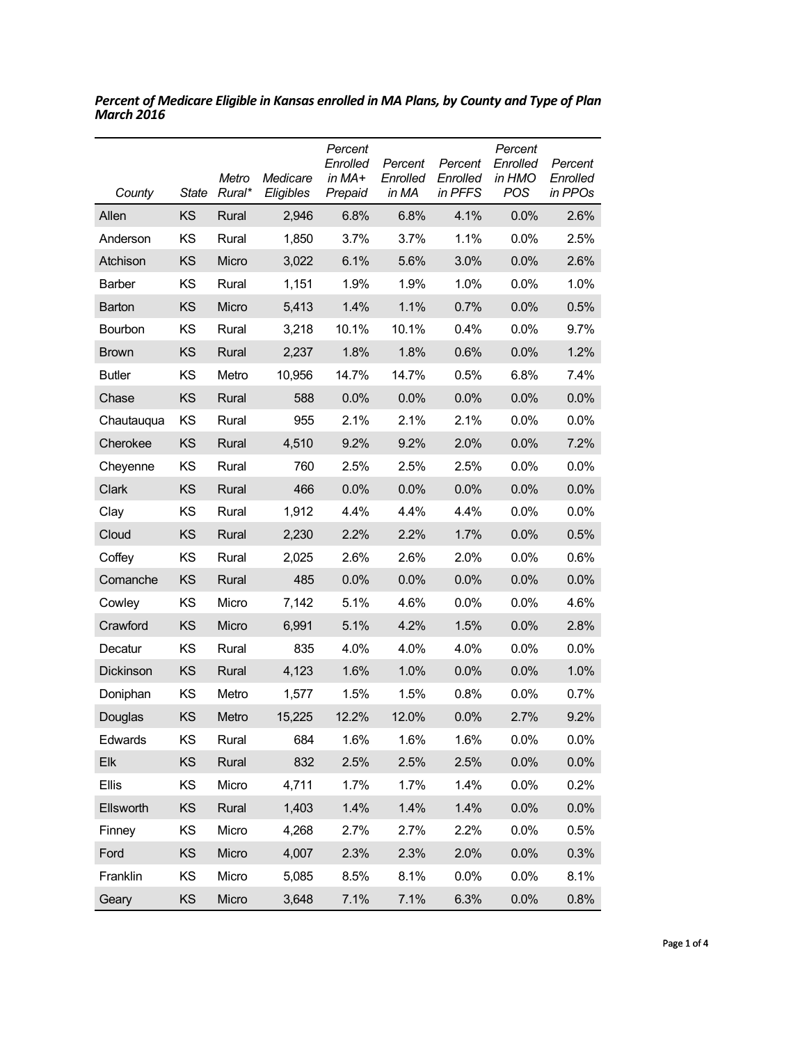***Percent of Medicare Eligible in Kansas enrolled in MA Plans, by County and Type of Plan March 2016***

| County | State | Metro Rural* | Medicare Eligibles | Percent Enrolled in MA+ Prepaid | Percent Enrolled in MA | Percent Enrolled in PFFS | Percent Enrolled in HMO POS | Percent Enrolled in PPOs |
|---|---|---|---|---|---|---|---|---|
| Allen | KS | Rural | 2,946 | 6.8% | 6.8% | 4.1% | 0.0% | 2.6% |
| Anderson | KS | Rural | 1,850 | 3.7% | 3.7% | 1.1% | 0.0% | 2.5% |
| Atchison | KS | Micro | 3,022 | 6.1% | 5.6% | 3.0% | 0.0% | 2.6% |
| Barber | KS | Rural | 1,151 | 1.9% | 1.9% | 1.0% | 0.0% | 1.0% |
| Barton | KS | Micro | 5,413 | 1.4% | 1.1% | 0.7% | 0.0% | 0.5% |
| Bourbon | KS | Rural | 3,218 | 10.1% | 10.1% | 0.4% | 0.0% | 9.7% |
| Brown | KS | Rural | 2,237 | 1.8% | 1.8% | 0.6% | 0.0% | 1.2% |
| Butler | KS | Metro | 10,956 | 14.7% | 14.7% | 0.5% | 6.8% | 7.4% |
| Chase | KS | Rural | 588 | 0.0% | 0.0% | 0.0% | 0.0% | 0.0% |
| Chautauqua | KS | Rural | 955 | 2.1% | 2.1% | 2.1% | 0.0% | 0.0% |
| Cherokee | KS | Rural | 4,510 | 9.2% | 9.2% | 2.0% | 0.0% | 7.2% |
| Cheyenne | KS | Rural | 760 | 2.5% | 2.5% | 2.5% | 0.0% | 0.0% |
| Clark | KS | Rural | 466 | 0.0% | 0.0% | 0.0% | 0.0% | 0.0% |
| Clay | KS | Rural | 1,912 | 4.4% | 4.4% | 4.4% | 0.0% | 0.0% |
| Cloud | KS | Rural | 2,230 | 2.2% | 2.2% | 1.7% | 0.0% | 0.5% |
| Coffey | KS | Rural | 2,025 | 2.6% | 2.6% | 2.0% | 0.0% | 0.6% |
| Comanche | KS | Rural | 485 | 0.0% | 0.0% | 0.0% | 0.0% | 0.0% |
| Cowley | KS | Micro | 7,142 | 5.1% | 4.6% | 0.0% | 0.0% | 4.6% |
| Crawford | KS | Micro | 6,991 | 5.1% | 4.2% | 1.5% | 0.0% | 2.8% |
| Decatur | KS | Rural | 835 | 4.0% | 4.0% | 4.0% | 0.0% | 0.0% |
| Dickinson | KS | Rural | 4,123 | 1.6% | 1.0% | 0.0% | 0.0% | 1.0% |
| Doniphan | KS | Metro | 1,577 | 1.5% | 1.5% | 0.8% | 0.0% | 0.7% |
| Douglas | KS | Metro | 15,225 | 12.2% | 12.0% | 0.0% | 2.7% | 9.2% |
| Edwards | KS | Rural | 684 | 1.6% | 1.6% | 1.6% | 0.0% | 0.0% |
| Elk | KS | Rural | 832 | 2.5% | 2.5% | 2.5% | 0.0% | 0.0% |
| Ellis | KS | Micro | 4,711 | 1.7% | 1.7% | 1.4% | 0.0% | 0.2% |
| Ellsworth | KS | Rural | 1,403 | 1.4% | 1.4% | 1.4% | 0.0% | 0.0% |
| Finney | KS | Micro | 4,268 | 2.7% | 2.7% | 2.2% | 0.0% | 0.5% |
| Ford | KS | Micro | 4,007 | 2.3% | 2.3% | 2.0% | 0.0% | 0.3% |
| Franklin | KS | Micro | 5,085 | 8.5% | 8.1% | 0.0% | 0.0% | 8.1% |
| Geary | KS | Micro | 3,648 | 7.1% | 7.1% | 6.3% | 0.0% | 0.8% |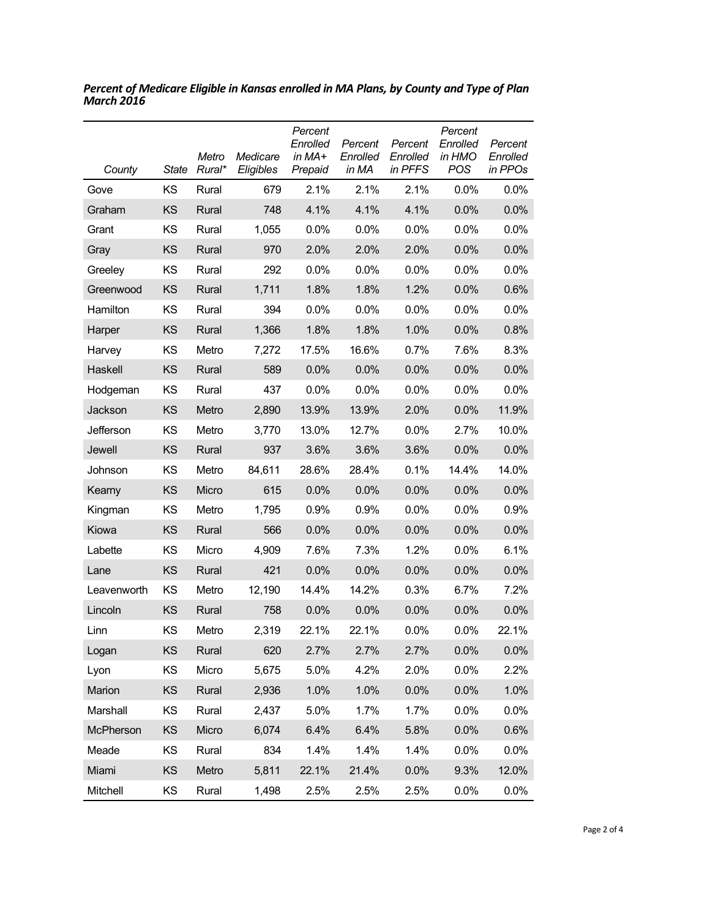***Percent of Medicare Eligible in Kansas enrolled in MA Plans, by County and Type of Plan March 2016***

| *County* | *State* | *Metro Rural** | *Medicare Eligibles* | *Percent Enrolled in MA+ Prepaid* | *Percent Enrolled in MA* | *Percent Enrolled in PFFS* | *Percent Enrolled in HMO POS* | *Percent Enrolled in PPOs* |
|---|---|---|---|---|---|---|---|---|
| Gove | KS | Rural | 679 | 2.1% | 2.1% | 2.1% | 0.0% | 0.0% |
| Graham | KS | Rural | 748 | 4.1% | 4.1% | 4.1% | 0.0% | 0.0% |
| Grant | KS | Rural | 1,055 | 0.0% | 0.0% | 0.0% | 0.0% | 0.0% |
| Gray | KS | Rural | 970 | 2.0% | 2.0% | 2.0% | 0.0% | 0.0% |
| Greeley | KS | Rural | 292 | 0.0% | 0.0% | 0.0% | 0.0% | 0.0% |
| Greenwood | KS | Rural | 1,711 | 1.8% | 1.8% | 1.2% | 0.0% | 0.6% |
| Hamilton | KS | Rural | 394 | 0.0% | 0.0% | 0.0% | 0.0% | 0.0% |
| Harper | KS | Rural | 1,366 | 1.8% | 1.8% | 1.0% | 0.0% | 0.8% |
| Harvey | KS | Metro | 7,272 | 17.5% | 16.6% | 0.7% | 7.6% | 8.3% |
| Haskell | KS | Rural | 589 | 0.0% | 0.0% | 0.0% | 0.0% | 0.0% |
| Hodgeman | KS | Rural | 437 | 0.0% | 0.0% | 0.0% | 0.0% | 0.0% |
| Jackson | KS | Metro | 2,890 | 13.9% | 13.9% | 2.0% | 0.0% | 11.9% |
| Jefferson | KS | Metro | 3,770 | 13.0% | 12.7% | 0.0% | 2.7% | 10.0% |
| Jewell | KS | Rural | 937 | 3.6% | 3.6% | 3.6% | 0.0% | 0.0% |
| Johnson | KS | Metro | 84,611 | 28.6% | 28.4% | 0.1% | 14.4% | 14.0% |
| Kearny | KS | Micro | 615 | 0.0% | 0.0% | 0.0% | 0.0% | 0.0% |
| Kingman | KS | Metro | 1,795 | 0.9% | 0.9% | 0.0% | 0.0% | 0.9% |
| Kiowa | KS | Rural | 566 | 0.0% | 0.0% | 0.0% | 0.0% | 0.0% |
| Labette | KS | Micro | 4,909 | 7.6% | 7.3% | 1.2% | 0.0% | 6.1% |
| Lane | KS | Rural | 421 | 0.0% | 0.0% | 0.0% | 0.0% | 0.0% |
| Leavenworth | KS | Metro | 12,190 | 14.4% | 14.2% | 0.3% | 6.7% | 7.2% |
| Lincoln | KS | Rural | 758 | 0.0% | 0.0% | 0.0% | 0.0% | 0.0% |
| Linn | KS | Metro | 2,319 | 22.1% | 22.1% | 0.0% | 0.0% | 22.1% |
| Logan | KS | Rural | 620 | 2.7% | 2.7% | 2.7% | 0.0% | 0.0% |
| Lyon | KS | Micro | 5,675 | 5.0% | 4.2% | 2.0% | 0.0% | 2.2% |
| Marion | KS | Rural | 2,936 | 1.0% | 1.0% | 0.0% | 0.0% | 1.0% |
| Marshall | KS | Rural | 2,437 | 5.0% | 1.7% | 1.7% | 0.0% | 0.0% |
| McPherson | KS | Micro | 6,074 | 6.4% | 6.4% | 5.8% | 0.0% | 0.6% |
| Meade | KS | Rural | 834 | 1.4% | 1.4% | 1.4% | 0.0% | 0.0% |
| Miami | KS | Metro | 5,811 | 22.1% | 21.4% | 0.0% | 9.3% | 12.0% |
| Mitchell | KS | Rural | 1,498 | 2.5% | 2.5% | 2.5% | 0.0% | 0.0% |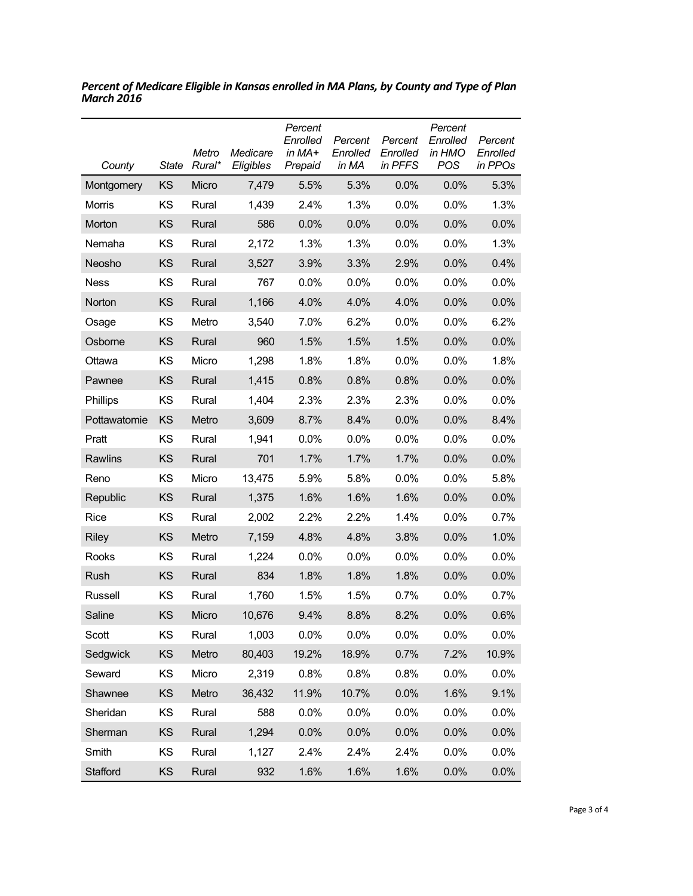***Percent of Medicare Eligible in Kansas enrolled in MA Plans, by County and Type of Plan March 2016***

| *County* | *State* | *Metro Rural** | *Medicare Eligibles* | *Percent Enrolled in MA+ Prepaid* | *Percent Enrolled in MA* | *Percent Enrolled in PFFS* | *Percent Enrolled in HMO POS* | *Percent Enrolled in PPOs* |
|---|---|---|---|---|---|---|---|---|
| Montgomery | KS | Micro | 7,479 | 5.5% | 5.3% | 0.0% | 0.0% | 5.3% |
| Morris | KS | Rural | 1,439 | 2.4% | 1.3% | 0.0% | 0.0% | 1.3% |
| Morton | KS | Rural | 586 | 0.0% | 0.0% | 0.0% | 0.0% | 0.0% |
| Nemaha | KS | Rural | 2,172 | 1.3% | 1.3% | 0.0% | 0.0% | 1.3% |
| Neosho | KS | Rural | 3,527 | 3.9% | 3.3% | 2.9% | 0.0% | 0.4% |
| Ness | KS | Rural | 767 | 0.0% | 0.0% | 0.0% | 0.0% | 0.0% |
| Norton | KS | Rural | 1,166 | 4.0% | 4.0% | 4.0% | 0.0% | 0.0% |
| Osage | KS | Metro | 3,540 | 7.0% | 6.2% | 0.0% | 0.0% | 6.2% |
| Osborne | KS | Rural | 960 | 1.5% | 1.5% | 1.5% | 0.0% | 0.0% |
| Ottawa | KS | Micro | 1,298 | 1.8% | 1.8% | 0.0% | 0.0% | 1.8% |
| Pawnee | KS | Rural | 1,415 | 0.8% | 0.8% | 0.8% | 0.0% | 0.0% |
| Phillips | KS | Rural | 1,404 | 2.3% | 2.3% | 2.3% | 0.0% | 0.0% |
| Pottawatomie | KS | Metro | 3,609 | 8.7% | 8.4% | 0.0% | 0.0% | 8.4% |
| Pratt | KS | Rural | 1,941 | 0.0% | 0.0% | 0.0% | 0.0% | 0.0% |
| Rawlins | KS | Rural | 701 | 1.7% | 1.7% | 1.7% | 0.0% | 0.0% |
| Reno | KS | Micro | 13,475 | 5.9% | 5.8% | 0.0% | 0.0% | 5.8% |
| Republic | KS | Rural | 1,375 | 1.6% | 1.6% | 1.6% | 0.0% | 0.0% |
| Rice | KS | Rural | 2,002 | 2.2% | 2.2% | 1.4% | 0.0% | 0.7% |
| Riley | KS | Metro | 7,159 | 4.8% | 4.8% | 3.8% | 0.0% | 1.0% |
| Rooks | KS | Rural | 1,224 | 0.0% | 0.0% | 0.0% | 0.0% | 0.0% |
| Rush | KS | Rural | 834 | 1.8% | 1.8% | 1.8% | 0.0% | 0.0% |
| Russell | KS | Rural | 1,760 | 1.5% | 1.5% | 0.7% | 0.0% | 0.7% |
| Saline | KS | Micro | 10,676 | 9.4% | 8.8% | 8.2% | 0.0% | 0.6% |
| Scott | KS | Rural | 1,003 | 0.0% | 0.0% | 0.0% | 0.0% | 0.0% |
| Sedgwick | KS | Metro | 80,403 | 19.2% | 18.9% | 0.7% | 7.2% | 10.9% |
| Seward | KS | Micro | 2,319 | 0.8% | 0.8% | 0.8% | 0.0% | 0.0% |
| Shawnee | KS | Metro | 36,432 | 11.9% | 10.7% | 0.0% | 1.6% | 9.1% |
| Sheridan | KS | Rural | 588 | 0.0% | 0.0% | 0.0% | 0.0% | 0.0% |
| Sherman | KS | Rural | 1,294 | 0.0% | 0.0% | 0.0% | 0.0% | 0.0% |
| Smith | KS | Rural | 1,127 | 2.4% | 2.4% | 2.4% | 0.0% | 0.0% |
| Stafford | KS | Rural | 932 | 1.6% | 1.6% | 1.6% | 0.0% | 0.0% |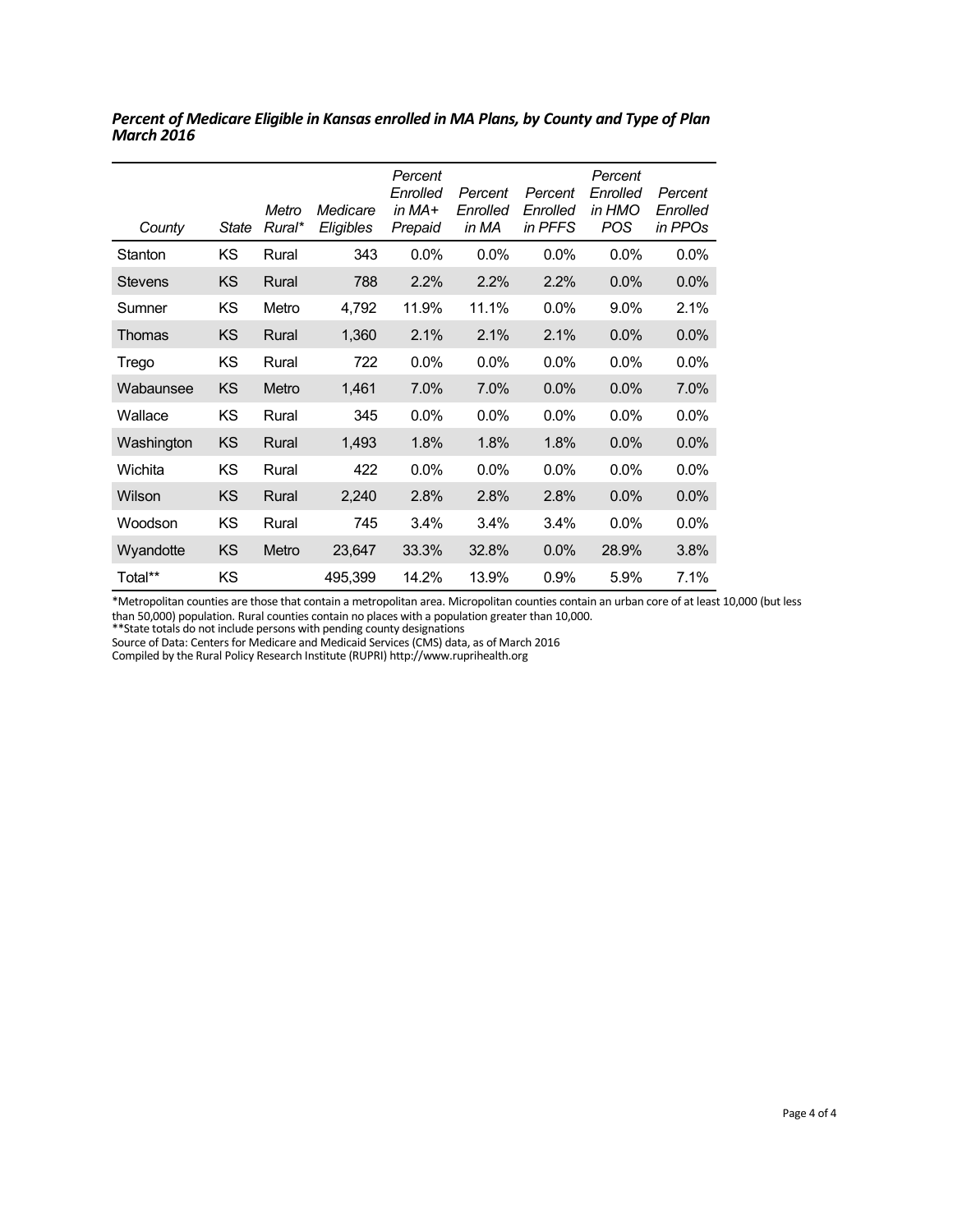***Percent of Medicare Eligible in Kansas enrolled in MA Plans, by County and Type of Plan March 2016***

| *County* | *State* | *Metro Rural** | *Medicare Eligibles* | *Percent Enrolled in MA+ Prepaid* | *Percent Enrolled in MA* | *Percent Enrolled in PFFS* | *Percent Enrolled in HMO POS* | *Percent Enrolled in PPOs* |
|---|---|---|---|---|---|---|---|---|
| Stanton | KS | Rural | 343 | 0.0% | 0.0% | 0.0% | 0.0% | 0.0% |
| Stevens | KS | Rural | 788 | 2.2% | 2.2% | 2.2% | 0.0% | 0.0% |
| Sumner | KS | Metro | 4,792 | 11.9% | 11.1% | 0.0% | 9.0% | 2.1% |
| Thomas | KS | Rural | 1,360 | 2.1% | 2.1% | 2.1% | 0.0% | 0.0% |
| Trego | KS | Rural | 722 | 0.0% | 0.0% | 0.0% | 0.0% | 0.0% |
| Wabaunsee | KS | Metro | 1,461 | 7.0% | 7.0% | 0.0% | 0.0% | 7.0% |
| Wallace | KS | Rural | 345 | 0.0% | 0.0% | 0.0% | 0.0% | 0.0% |
| Washington | KS | Rural | 1,493 | 1.8% | 1.8% | 1.8% | 0.0% | 0.0% |
| Wichita | KS | Rural | 422 | 0.0% | 0.0% | 0.0% | 0.0% | 0.0% |
| Wilson | KS | Rural | 2,240 | 2.8% | 2.8% | 2.8% | 0.0% | 0.0% |
| Woodson | KS | Rural | 745 | 3.4% | 3.4% | 3.4% | 0.0% | 0.0% |
| Wyandotte | KS | Metro | 23,647 | 33.3% | 32.8% | 0.0% | 28.9% | 3.8% |
| Total** | KS | | 495,399 | 14.2% | 13.9% | 0.9% | 5.9% | 7.1% |

*Metropolitan counties are those that contain a metropolitan area. Micropolitan counties contain an urban core of at least 10,000 (but less than 50,000) population. Rural counties contain no places with a population greater than 10,000.
**State totals do not include persons with pending county designations
Source of Data: Centers for Medicare and Medicaid Services (CMS) data, as of March 2016
Compiled by the Rural Policy Research Institute (RUPRI) http://www.ruprihealth.org